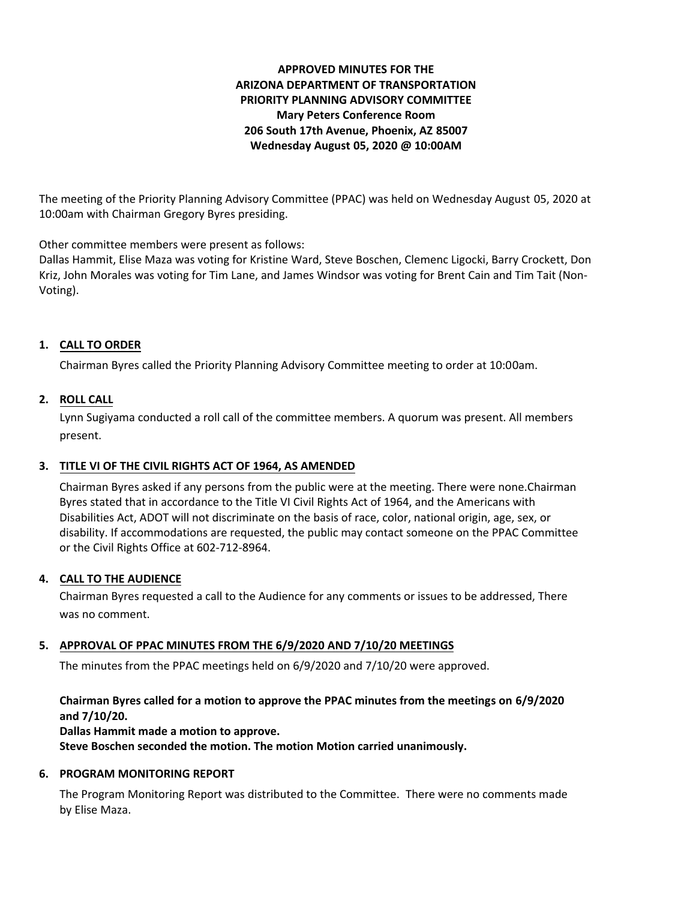**APPROVED MINUTES FOR THE**
**ARIZONA DEPARTMENT OF TRANSPORTATION**
**PRIORITY PLANNING ADVISORY COMMITTEE**
**Mary Peters Conference Room**
**206 South 17th Avenue, Phoenix, AZ 85007**
**Wednesday August 05, 2020 @ 10:00AM**

The meeting of the Priority Planning Advisory Committee (PPAC) was held on Wednesday August 05, 2020 at 10:00am with Chairman Gregory Byres presiding.

Other committee members were present as follows:
Dallas Hammit, Elise Maza was voting for Kristine Ward, Steve Boschen, Clemenc Ligocki, Barry Crockett, Don Kriz, John Morales was voting for Tim Lane, and James Windsor was voting for Brent Cain and Tim Tait (Non-Voting).

1. **CALL TO ORDER**

   Chairman Byres called the Priority Planning Advisory Committee meeting to order at 10:00am.

2. **ROLL CALL**

   Lynn Sugiyama conducted a roll call of the committee members. A quorum was present. All members present.

3. **TITLE VI OF THE CIVIL RIGHTS ACT OF 1964, AS AMENDED**

   Chairman Byres asked if any persons from the public were at the meeting. There were none.Chairman Byres stated that in accordance to the Title VI Civil Rights Act of 1964, and the Americans with Disabilities Act, ADOT will not discriminate on the basis of race, color, national origin, age, sex, or disability. If accommodations are requested, the public may contact someone on the PPAC Committee or the Civil Rights Office at 602-712-8964.

4. **CALL TO THE AUDIENCE**

   Chairman Byres requested a call to the Audience for any comments or issues to be addressed, There was no comment.

5. **APPROVAL OF PPAC MINUTES FROM THE 6/9/2020 AND 7/10/20 MEETINGS**

   The minutes from the PPAC meetings held on 6/9/2020 and 7/10/20 were approved.

   **Chairman Byres called for a motion to approve the PPAC minutes from the meetings on 6/9/2020 and 7/10/20.**
   **Dallas Hammit made a motion to approve.**
   **Steve Boschen seconded the motion. The motion Motion carried unanimously.**

6. **PROGRAM MONITORING REPORT**

   The Program Monitoring Report was distributed to the Committee. There were no comments made by Elise Maza.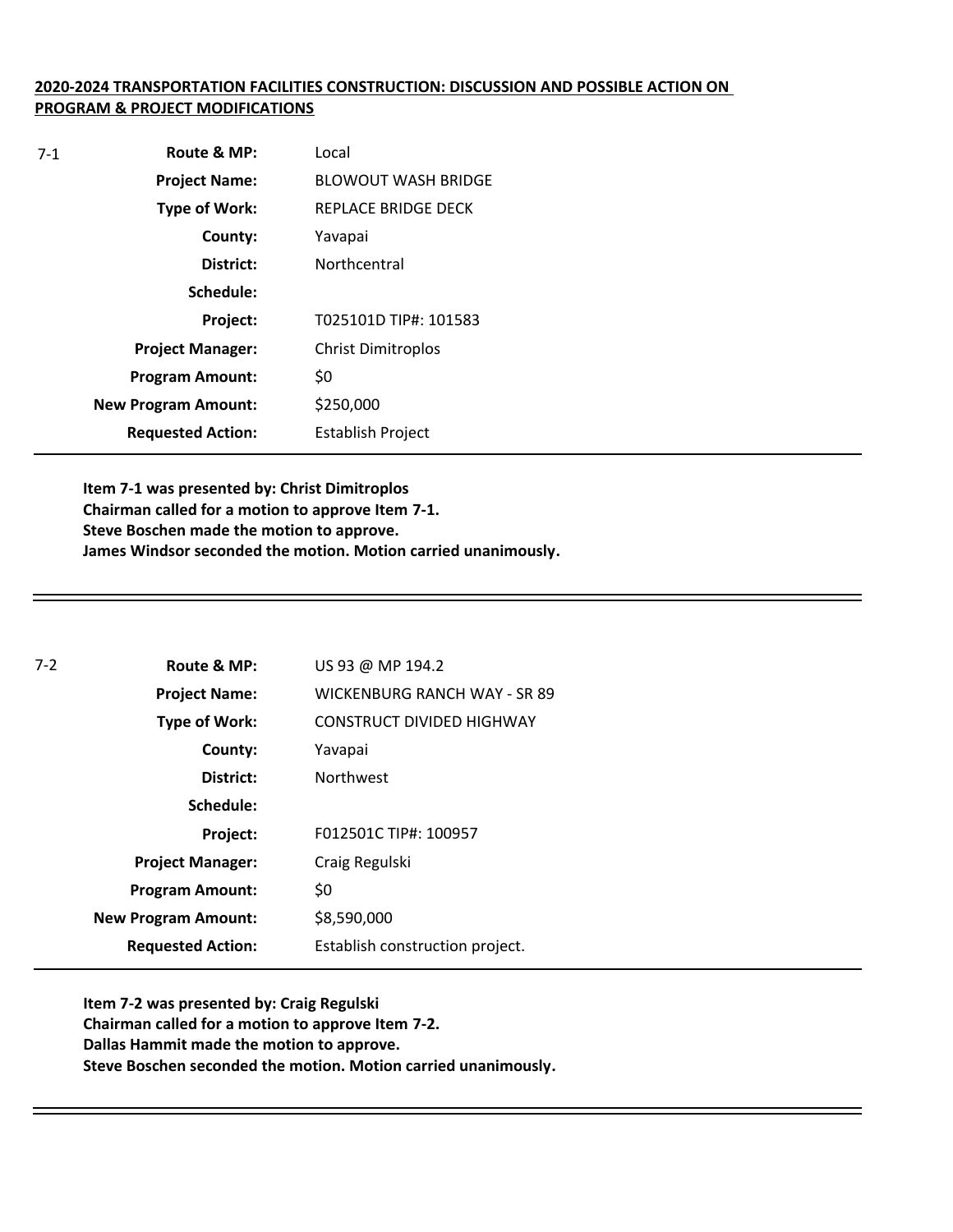**2020-2024 TRANSPORTATION FACILITIES CONSTRUCTION: DISCUSSION AND POSSIBLE ACTION ON PROGRAM & PROJECT MODIFICATIONS**

7-1

| | |
|---|---|
| **Route & MP:** | Local |
| **Project Name:** | BLOWOUT WASH BRIDGE |
| **Type of Work:** | REPLACE BRIDGE DECK |
| **County:** | Yavapai |
| **District:** | Northcentral |
| **Schedule:** | |
| **Project:** | T025101D TIP#: 101583 |
| **Project Manager:** | Christ Dimitroplos |
| **Program Amount:** | \$0 |
| **New Program Amount:** | \$250,000 |
| **Requested Action:** | Establish Project |

**Item 7-1 was presented by: Christ Dimitroplos**
**Chairman called for a motion to approve Item 7-1.**
**Steve Boschen made the motion to approve.**
**James Windsor seconded the motion. Motion carried unanimously.**

---

7-2

| | |
|---|---|
| **Route & MP:** | US 93 @ MP 194.2 |
| **Project Name:** | WICKENBURG RANCH WAY - SR 89 |
| **Type of Work:** | CONSTRUCT DIVIDED HIGHWAY |
| **County:** | Yavapai |
| **District:** | Northwest |
| **Schedule:** | |
| **Project:** | F012501C TIP#: 100957 |
| **Project Manager:** | Craig Regulski |
| **Program Amount:** | \$0 |
| **New Program Amount:** | \$8,590,000 |
| **Requested Action:** | Establish construction project. |

**Item 7-2 was presented by: Craig Regulski**
**Chairman called for a motion to approve Item 7-2.**
**Dallas Hammit made the motion to approve.**
**Steve Boschen seconded the motion. Motion carried unanimously.**

---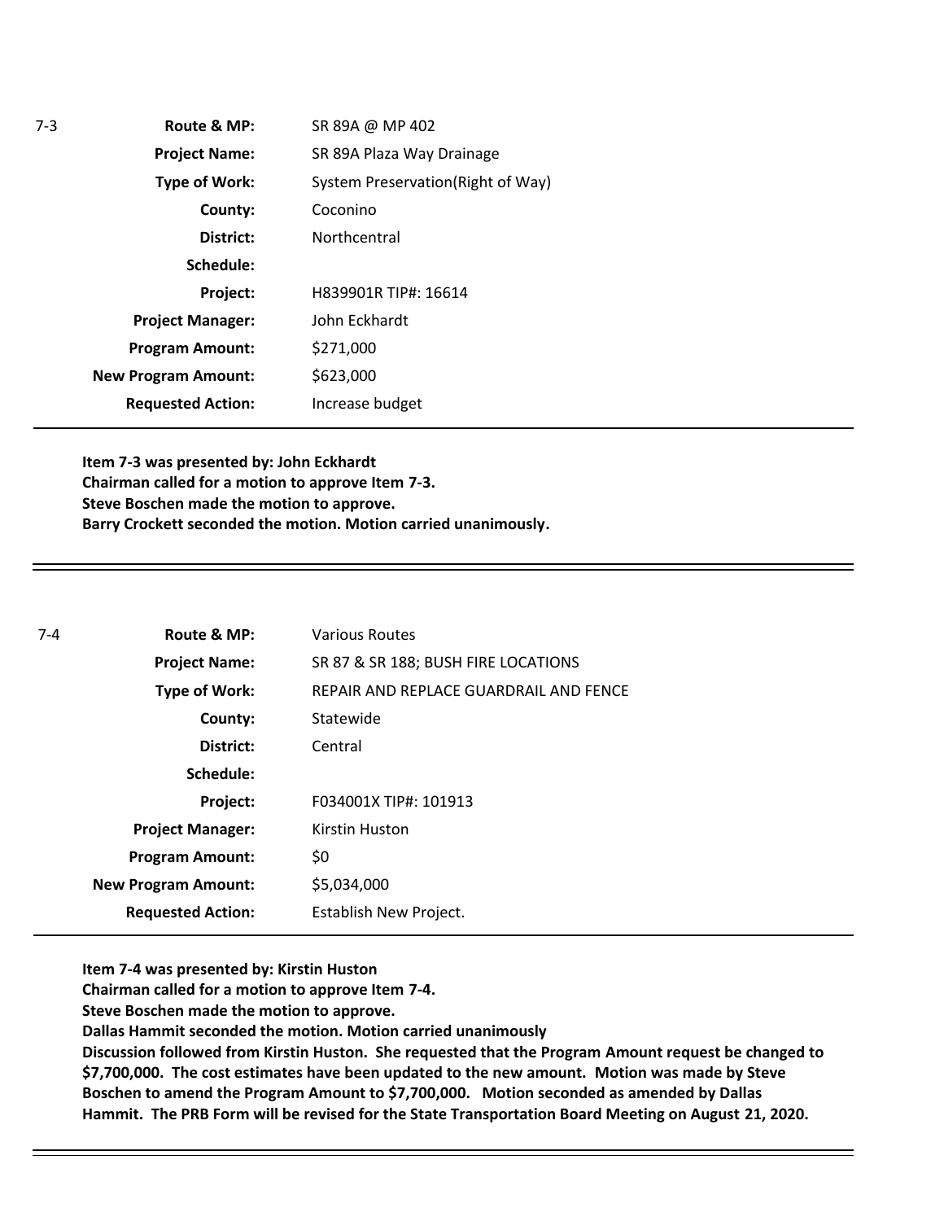| 7-3 | | |
|---|---|---|
| | **Route & MP:** | SR 89A @ MP 402 |
| | **Project Name:** | SR 89A Plaza Way Drainage |
| | **Type of Work:** | System Preservation(Right of Way) |
| | **County:** | Coconino |
| | **District:** | Northcentral |
| | **Schedule:** | |
| | **Project:** | H839901R TIP#: 16614 |
| | **Project Manager:** | John Eckhardt |
| | **Program Amount:** | $271,000 |
| | **New Program Amount:** | $623,000 |
| | **Requested Action:** | Increase budget |

**Item 7-3 was presented by: John Eckhardt**
**Chairman called for a motion to approve Item 7-3.**
**Steve Boschen made the motion to approve.**
**Barry Crockett seconded the motion. Motion carried unanimously.**

---

| 7-4 | | |
|---|---|---|
| | **Route & MP:** | Various Routes |
| | **Project Name:** | SR 87 & SR 188; BUSH FIRE LOCATIONS |
| | **Type of Work:** | REPAIR AND REPLACE GUARDRAIL AND FENCE |
| | **County:** | Statewide |
| | **District:** | Central |
| | **Schedule:** | |
| | **Project:** | F034001X TIP#: 101913 |
| | **Project Manager:** | Kirstin Huston |
| | **Program Amount:** | $0 |
| | **New Program Amount:** | $5,034,000 |
| | **Requested Action:** | Establish New Project. |

**Item 7-4 was presented by: Kirstin Huston**
**Chairman called for a motion to approve Item 7-4.**
**Steve Boschen made the motion to approve.**
**Dallas Hammit seconded the motion. Motion carried unanimously**
**Discussion followed from Kirstin Huston. She requested that the Program Amount request be changed to $7,700,000. The cost estimates have been updated to the new amount. Motion was made by Steve Boschen to amend the Program Amount to $7,700,000. Motion seconded as amended by Dallas Hammit. The PRB Form will be revised for the State Transportation Board Meeting on August 21, 2020.**

---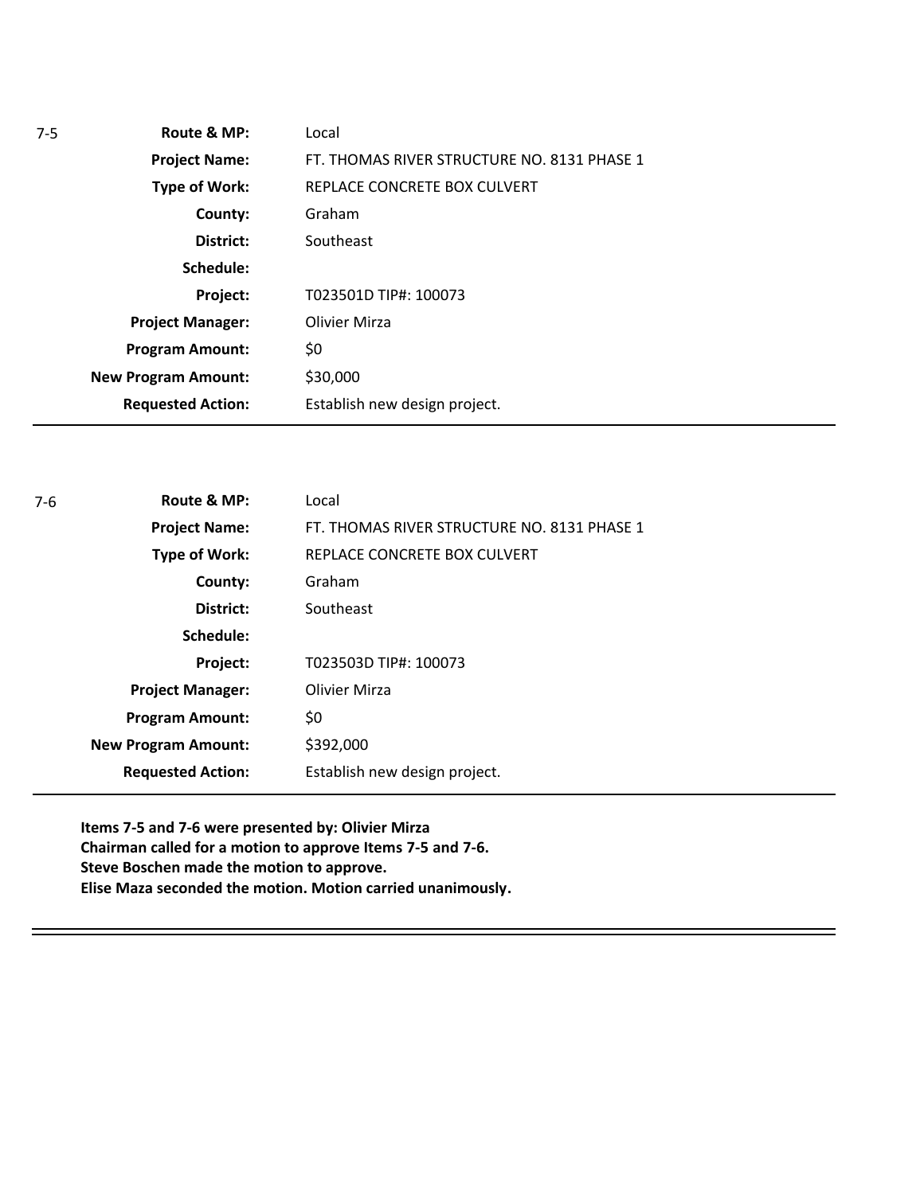| 7-5 | | |
|---|---|---|
| | **Route & MP:** | Local |
| | **Project Name:** | FT. THOMAS RIVER STRUCTURE NO. 8131 PHASE 1 |
| | **Type of Work:** | REPLACE CONCRETE BOX CULVERT |
| | **County:** | Graham |
| | **District:** | Southeast |
| | **Schedule:** | |
| | **Project:** | T023501D TIP#: 100073 |
| | **Project Manager:** | Olivier Mirza |
| | **Program Amount:** | $0 |
| | **New Program Amount:** | $30,000 |
| | **Requested Action:** | Establish new design project. |

---

| 7-6 | | |
|---|---|---|
| | **Route & MP:** | Local |
| | **Project Name:** | FT. THOMAS RIVER STRUCTURE NO. 8131 PHASE 1 |
| | **Type of Work:** | REPLACE CONCRETE BOX CULVERT |
| | **County:** | Graham |
| | **District:** | Southeast |
| | **Schedule:** | |
| | **Project:** | T023503D TIP#: 100073 |
| | **Project Manager:** | Olivier Mirza |
| | **Program Amount:** | $0 |
| | **New Program Amount:** | $392,000 |
| | **Requested Action:** | Establish new design project. |

---

**Items 7-5 and 7-6 were presented by: Olivier Mirza**
**Chairman called for a motion to approve Items 7-5 and 7-6.**
**Steve Boschen made the motion to approve.**
**Elise Maza seconded the motion. Motion carried unanimously.**

---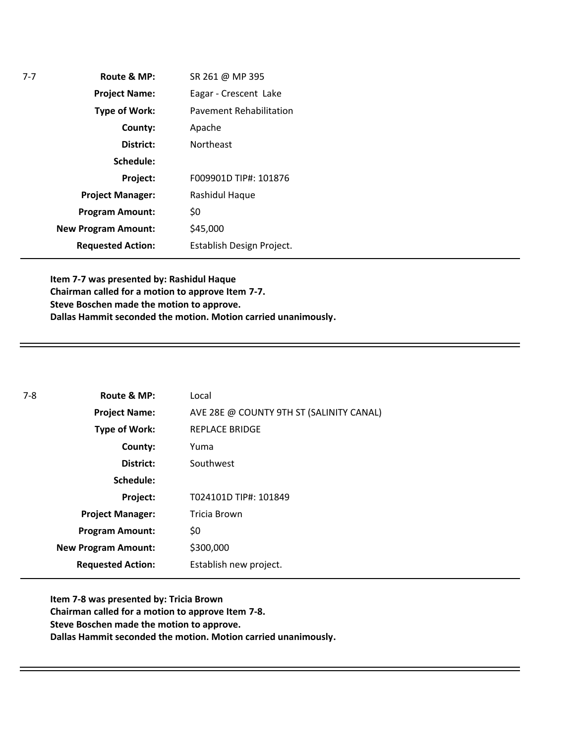| 7-7 | | |
|---|---|---|
| | **Route & MP:** | SR 261 @ MP 395 |
| | **Project Name:** | Eagar - Crescent Lake |
| | **Type of Work:** | Pavement Rehabilitation |
| | **County:** | Apache |
| | **District:** | Northeast |
| | **Schedule:** | |
| | **Project:** | F009901D TIP#: 101876 |
| | **Project Manager:** | Rashidul Haque |
| | **Program Amount:** | $0 |
| | **New Program Amount:** | $45,000 |
| | **Requested Action:** | Establish Design Project. |

**Item 7-7 was presented by: Rashidul Haque**
**Chairman called for a motion to approve Item 7-7.**
**Steve Boschen made the motion to approve.**
**Dallas Hammit seconded the motion. Motion carried unanimously.**

---

| 7-8 | | |
|---|---|---|
| | **Route & MP:** | Local |
| | **Project Name:** | AVE 28E @ COUNTY 9TH ST (SALINITY CANAL) |
| | **Type of Work:** | REPLACE BRIDGE |
| | **County:** | Yuma |
| | **District:** | Southwest |
| | **Schedule:** | |
| | **Project:** | T024101D TIP#: 101849 |
| | **Project Manager:** | Tricia Brown |
| | **Program Amount:** | $0 |
| | **New Program Amount:** | $300,000 |
| | **Requested Action:** | Establish new project. |

**Item 7-8 was presented by: Tricia Brown**
**Chairman called for a motion to approve Item 7-8.**
**Steve Boschen made the motion to approve.**
**Dallas Hammit seconded the motion. Motion carried unanimously.**

---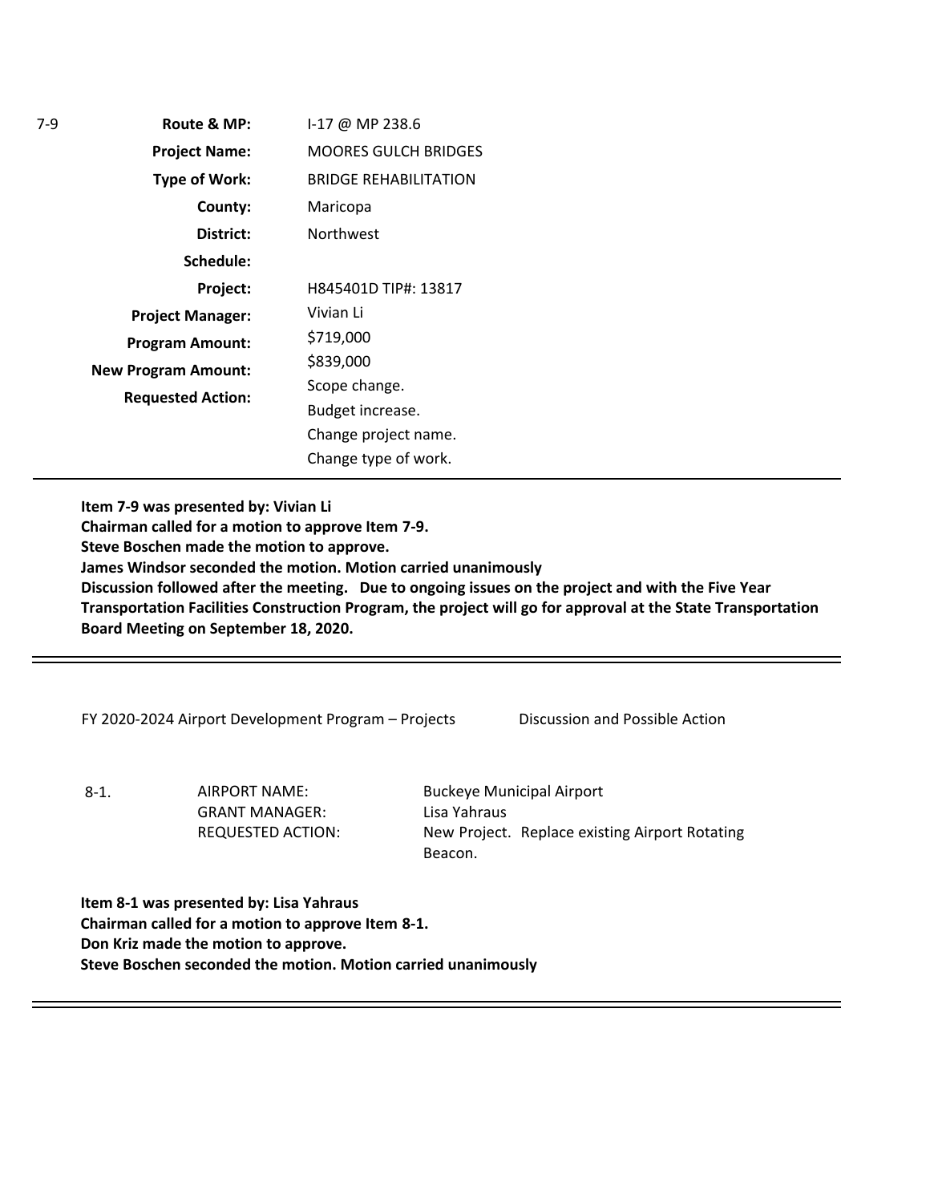7-9

| | |
|---|---|
| **Route & MP:** | I-17 @ MP 238.6 |
| **Project Name:** | MOORES GULCH BRIDGES |
| **Type of Work:** | BRIDGE REHABILITATION |
| **County:** | Maricopa |
| **District:** | Northwest |
| **Schedule:** | |
| **Project:** | H845401D TIP#: 13817 |
| **Project Manager:** | Vivian Li |
| **Program Amount:** | $719,000 |
| **New Program Amount:** | $839,000 |
| **Requested Action:** | Scope change.<br>Budget increase.<br>Change project name.<br>Change type of work. |

**Item 7-9 was presented by: Vivian Li**
**Chairman called for a motion to approve Item 7-9.**
**Steve Boschen made the motion to approve.**
**James Windsor seconded the motion. Motion carried unanimously**
**Discussion followed after the meeting. Due to ongoing issues on the project and with the Five Year Transportation Facilities Construction Program, the project will go for approval at the State Transportation Board Meeting on September 18, 2020.**

---

FY 2020-2024 Airport Development Program – Projects Discussion and Possible Action

8-1.

| | |
|---|---|
| AIRPORT NAME: | Buckeye Municipal Airport |
| GRANT MANAGER: | Lisa Yahraus |
| REQUESTED ACTION: | New Project. Replace existing Airport Rotating Beacon. |

**Item 8-1 was presented by: Lisa Yahraus**
**Chairman called for a motion to approve Item 8-1.**
**Don Kriz made the motion to approve.**
**Steve Boschen seconded the motion. Motion carried unanimously**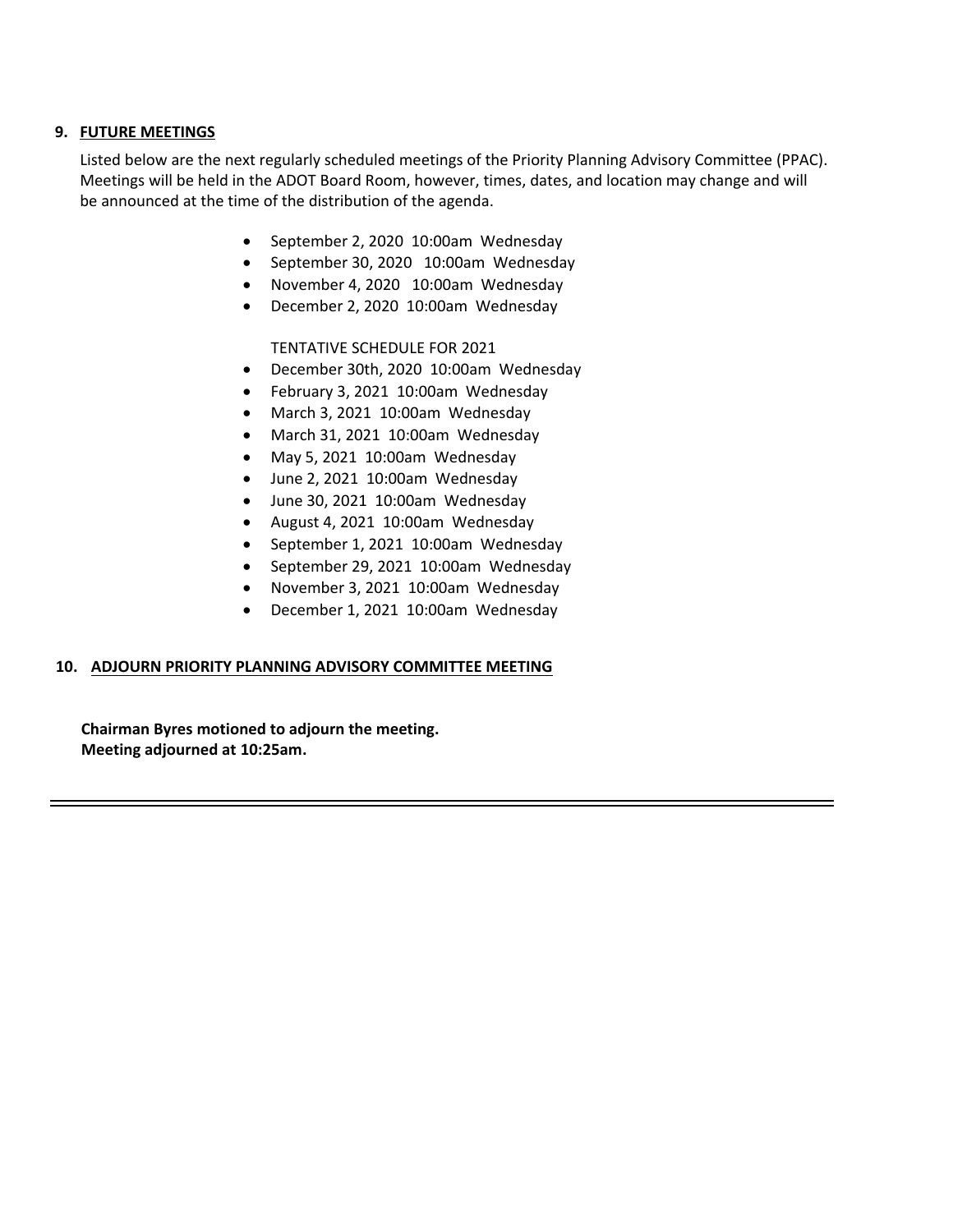## 9. FUTURE MEETINGS

Listed below are the next regularly scheduled meetings of the Priority Planning Advisory Committee (PPAC). Meetings will be held in the ADOT Board Room, however, times, dates, and location may change and will be announced at the time of the distribution of the agenda.

- September 2, 2020 10:00am Wednesday
- September 30, 2020 10:00am Wednesday
- November 4, 2020 10:00am Wednesday
- December 2, 2020 10:00am Wednesday

TENTATIVE SCHEDULE FOR 2021

- December 30th, 2020 10:00am Wednesday
- February 3, 2021 10:00am Wednesday
- March 3, 2021 10:00am Wednesday
- March 31, 2021 10:00am Wednesday
- May 5, 2021 10:00am Wednesday
- June 2, 2021 10:00am Wednesday
- June 30, 2021 10:00am Wednesday
- August 4, 2021 10:00am Wednesday
- September 1, 2021 10:00am Wednesday
- September 29, 2021 10:00am Wednesday
- November 3, 2021 10:00am Wednesday
- December 1, 2021 10:00am Wednesday

## 10. ADJOURN PRIORITY PLANNING ADVISORY COMMITTEE MEETING

**Chairman Byres motioned to adjourn the meeting.**
**Meeting adjourned at 10:25am.**